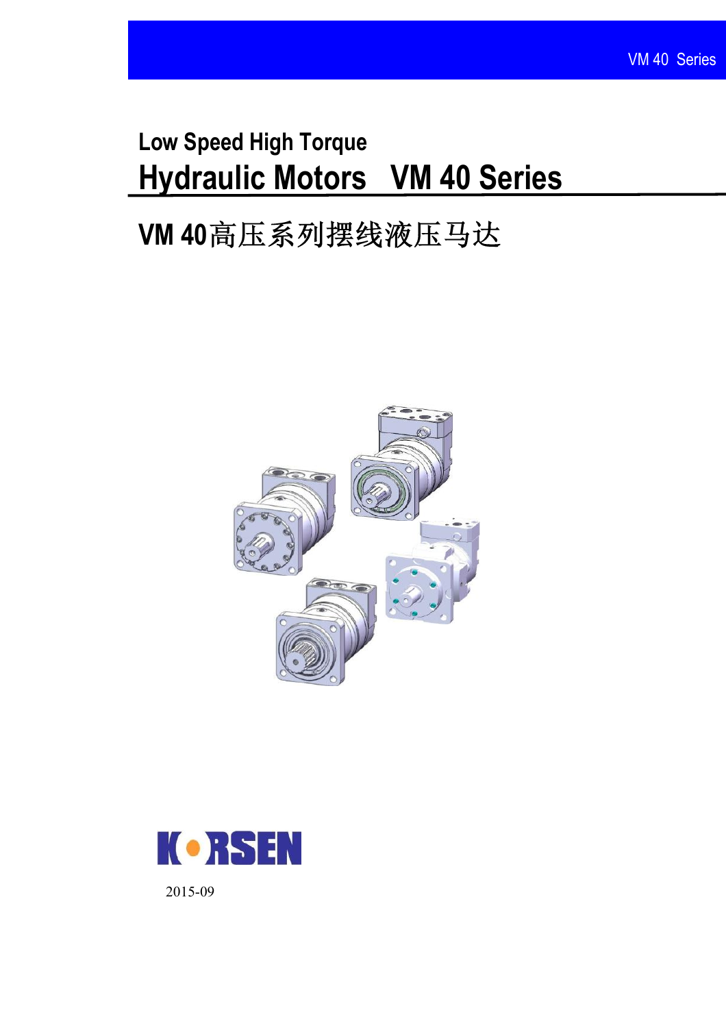Low Speed High Torque

# Hydraulic Motors VM 40 Series

## VM 40高压系列摆线液压马达

KORSEN

2015-09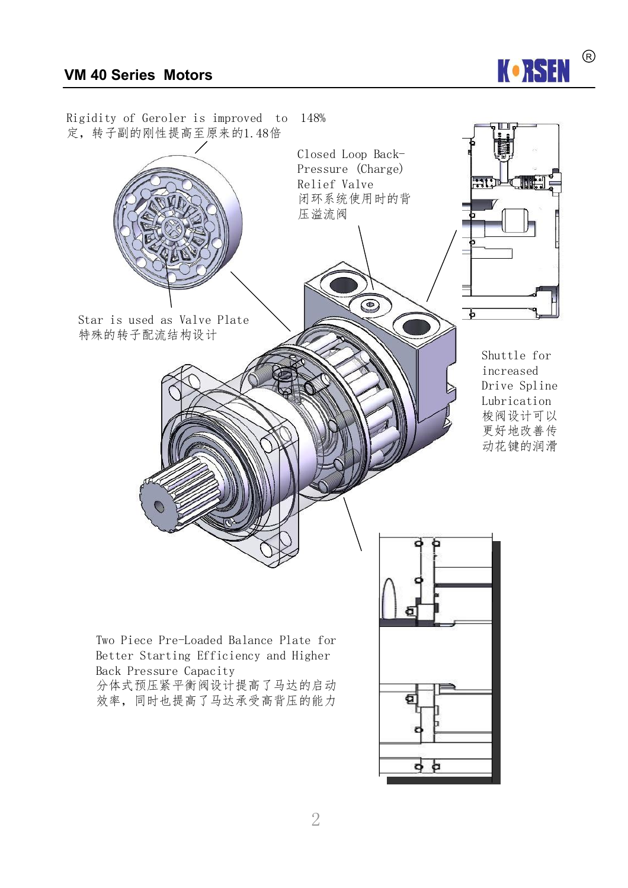# VM 40 Series Motors

Rigidity of Geroler is improved to 148%
定，转子副的刚性提高至原来的1.48倍

Closed Loop Back-Pressure (Charge) Relief Valve
闭环系统使用时的背压溢流阀

Star is used as Valve Plate
特殊的转子配流结构设计

Shuttle for increased Drive Spline Lubrication
梭阀设计可以更好地改善传动花键的润滑

Two Piece Pre-Loaded Balance Plate for Better Starting Efficiency and Higher Back Pressure Capacity
分体式预压紧平衡阀设计提高了马达的启动效率，同时也提高了马达承受高背压的能力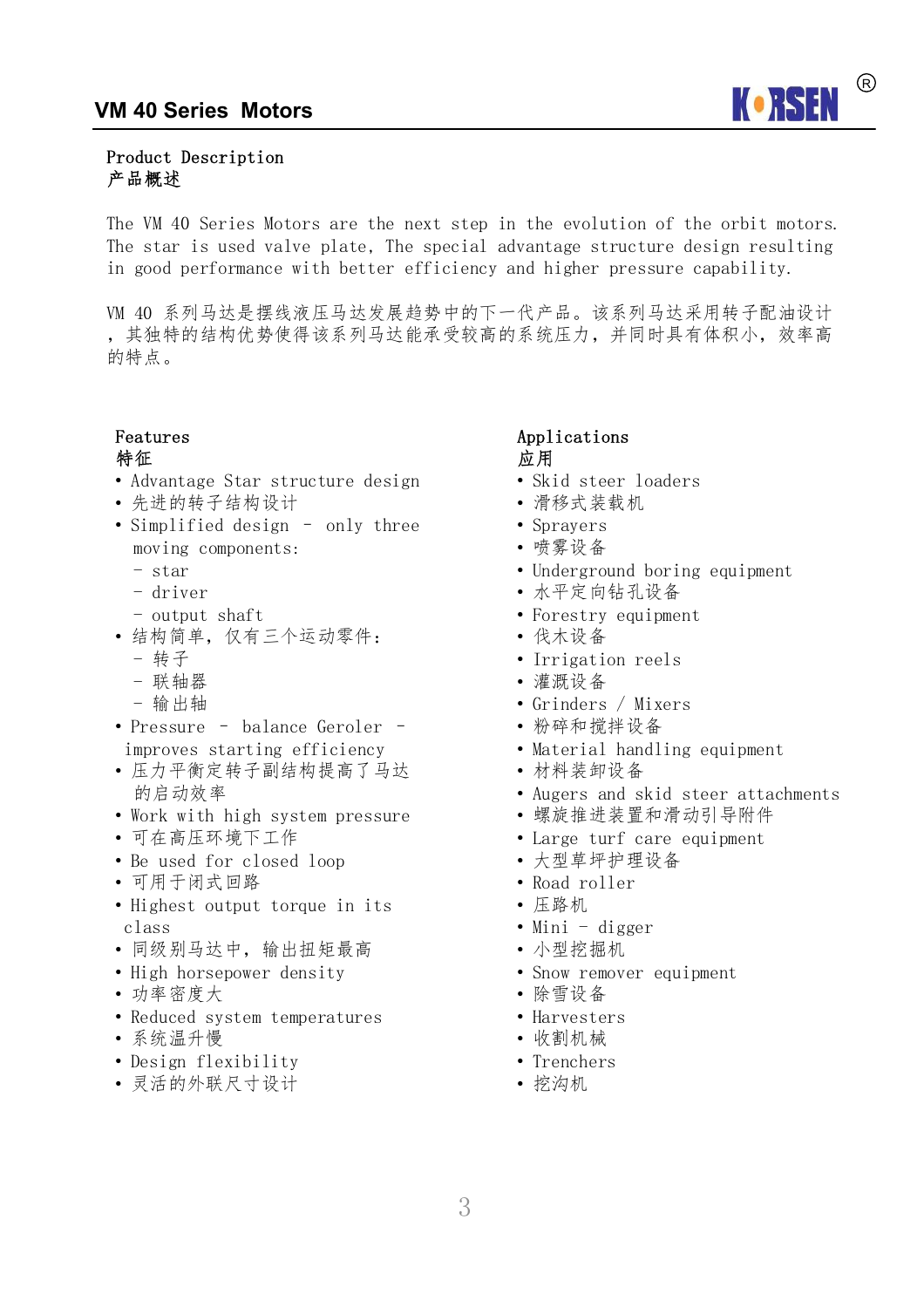## Product Description
## 产品概述

The VM 40 Series Motors are the next step in the evolution of the orbit motors. The star is used valve plate, The special advantage structure design resulting in good performance with better efficiency and higher pressure capability.

VM 40 系列马达是摆线液压马达发展趋势中的下一代产品。该系列马达采用转子配油设计，其独特的结构优势使得该系列马达能承受较高的系统压力，并同时具有体积小，效率高的特点。

### Features
### 特征

- Advantage Star structure design
- 先进的转子结构设计
- Simplified design – only three moving components:
  - star
  - driver
  - output shaft
- 结构简单，仅有三个运动零件：
  - 转子
  - 联轴器
  - 输出轴
- Pressure – balance Geroler – improves starting efficiency
- 压力平衡定转子副结构提高了马达的启动效率
- Work with high system pressure
- 可在高压环境下工作
- Be used for closed loop
- 可用于闭式回路
- Highest output torque in its class
- 同级别马达中，输出扭矩最高
- High horsepower density
- 功率密度大
- Reduced system temperatures
- 系统温升慢
- Design flexibility
- 灵活的外联尺寸设计

### Applications
### 应用

- Skid steer loaders
- 滑移式装载机
- Sprayers
- 喷雾设备
- Underground boring equipment
- 水平定向钻孔设备
- Forestry equipment
- 伐木设备
- Irrigation reels
- 灌溉设备
- Grinders / Mixers
- 粉碎和搅拌设备
- Material handling equipment
- 材料装卸设备
- Augers and skid steer attachments
- 螺旋推进装置和滑动引导附件
- Large turf care equipment
- 大型草坪护理设备
- Road roller
- 压路机
- Mini – digger
- 小型挖掘机
- Snow remover equipment
- 除雪设备
- Harvesters
- 收割机械
- Trenchers
- 挖沟机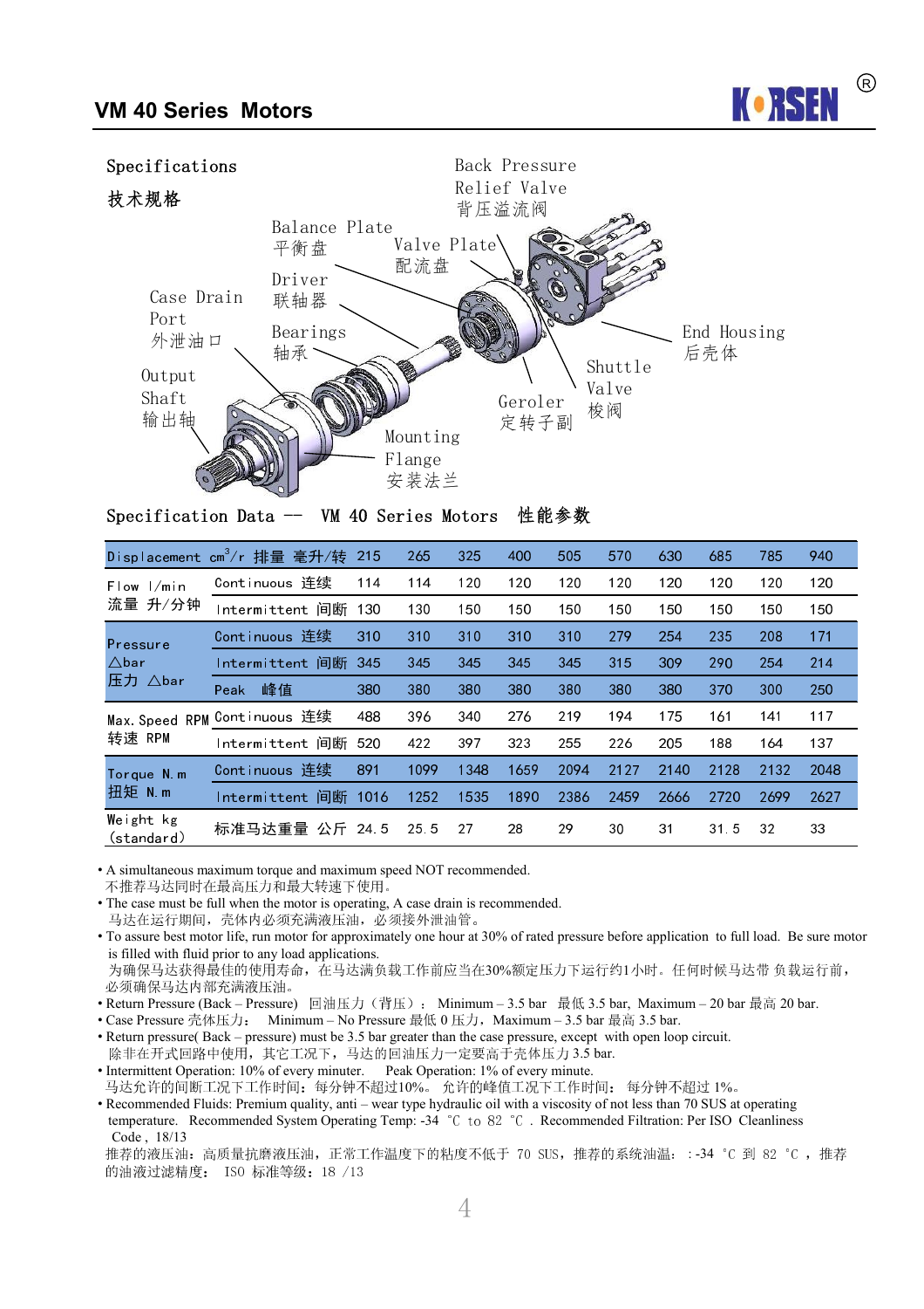# VM 40 Series Motors

Specifications

技术规格

Back Pressure Relief Valve 背压溢流阀

Balance Plate 平衡盘

Valve Plate 配流盘

Driver 联轴器

Case Drain Port 外泄油口

Bearings 轴承

End Housing 后壳体

Output Shaft 输出轴

Shuttle Valve 梭阀

Geroler 定转子副

Mounting Flange 安装法兰

## Specification Data — VM 40 Series Motors 性能参数

| Displacement $cm^3/r$ 排量 毫升/转 | | 215 | 265 | 325 | 400 | 505 | 570 | 630 | 685 | 785 | 940 |
|---|---|---|---|---|---|---|---|---|---|---|---|
| Flow l/min 流量 升/分钟 | Continuous 连续 | 114 | 114 | 120 | 120 | 120 | 120 | 120 | 120 | 120 | 120 |
| | Intermittent 间断 | 130 | 130 | 150 | 150 | 150 | 150 | 150 | 150 | 150 | 150 |
| Pressure △bar 压力 △bar | Continuous 连续 | 310 | 310 | 310 | 310 | 310 | 279 | 254 | 235 | 208 | 171 |
| | Intermittent 间断 | 345 | 345 | 345 | 345 | 345 | 315 | 309 | 290 | 254 | 214 |
| | Peak 峰值 | 380 | 380 | 380 | 380 | 380 | 380 | 380 | 370 | 300 | 250 |
| Max. Speed RPM 转速 RPM | Continuous 连续 | 488 | 396 | 340 | 276 | 219 | 194 | 175 | 161 | 141 | 117 |
| | Intermittent 间断 | 520 | 422 | 397 | 323 | 255 | 226 | 205 | 188 | 164 | 137 |
| Torque N.m 扭矩 N.m | Continuous 连续 | 891 | 1099 | 1348 | 1659 | 2094 | 2127 | 2140 | 2128 | 2132 | 2048 |
| | Intermittent 间断 | 1016 | 1252 | 1535 | 1890 | 2386 | 2459 | 2666 | 2720 | 2699 | 2627 |
| Weight kg (standard) | 标准马达重量 公斤 | 24.5 | 25.5 | 27 | 28 | 29 | 30 | 31 | 31.5 | 32 | 33 |

- A simultaneous maximum torque and maximum speed NOT recommended.
  不推荐马达同时在最高压力和最大转速下使用。
- The case must be full when the motor is operating, A case drain is recommended.
  马达在运行期间，壳体内必须充满液压油，必须接外泄油管。
- To assure best motor life, run motor for approximately one hour at 30% of rated pressure before application to full load. Be sure motor is filled with fluid prior to any load applications.
  为确保马达获得最佳的使用寿命，在马达满负载工作前应当在30%额定压力下运行约1小时。任何时候马达带 负载运行前，必须确保马达内部充满液压油。
- Return Pressure (Back – Pressure) 回油压力（背压）： Minimum – 3.5 bar 最低 3.5 bar, Maximum – 20 bar 最高 20 bar.
- Case Pressure 壳体压力： Minimum – No Pressure 最低 0 压力， Maximum – 3.5 bar 最高 3.5 bar.
- Return pressure( Back – pressure) must be 3.5 bar greater than the case pressure, except with open loop circuit.
  除非在开式回路中使用，其它工况下，马达的回油压力一定要高于壳体压力 3.5 bar.
- Intermittent Operation: 10% of every minuter. Peak Operation: 1% of every minute.
  马达允许的间断工况下工作时间：每分钟不超过10%。 允许的峰值工况下工作时间： 每分钟不超过 1%。
- Recommended Fluids: Premium quality, anti – wear type hydraulic oil with a viscosity of not less than 70 SUS at operating temperature. Recommended System Operating Temp: -34 ℃ to 82 ℃ . Recommended Filtration: Per ISO Cleanliness Code , 18/13
  推荐的液压油：高质量抗磨液压油，正常工作温度下的粘度不低于 70 SUS，推荐的系统油温： :-34 ℃ 到 82 ℃ ，推荐的油液过滤精度： ISO 标准等级：18 /13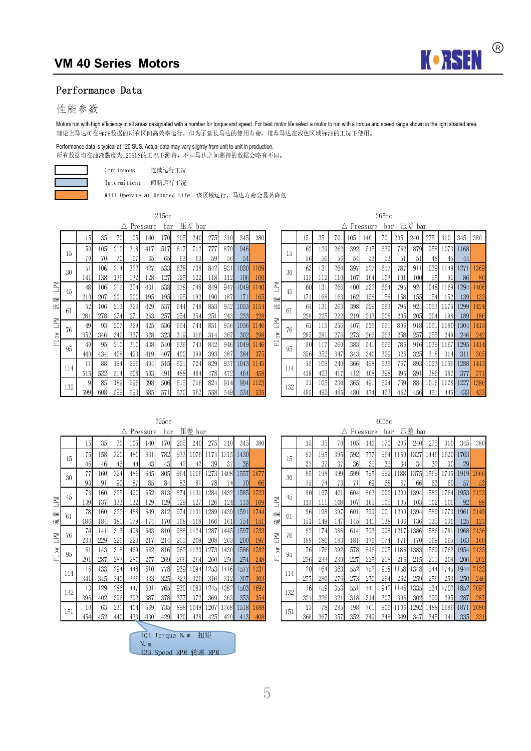# VM 40 Series Motors

## Performance Data

## 性能参数

Motors run with high efficiency in all areas designated with a number for torque and speed. For best motor life select a motor to run with a torque and speed range shown in the light shaded area.
理论上马达可在标注数据的所有区间高效率运行，但为了延长马达的使用寿命，推荐马达在浅色区域标注的工况下使用。

Performance data is typical at 120 SUS. Actual data may vary slightly from unit to unit in production.
所有数据均在油液黏度为120SUS的工况下测得，不同马达之间测得的数据会略有不同。

| Legend | | |
|---|---|---|
| (white) | Continuous | 连续运行工况 |
| (blue) | Intermittent | 间断运行工况 |
| (orange) | Will Operate at Reduced Life | 该区域运行，马达寿命会显著降低 |

Each cell: upper value = Torque N.m 扭矩; lower value = Speed RPM 转速 RPM

### 215cc

Flow LPM 流量 LPM / △ Pressure bar 压差 bar

| Flow | | 15 | 35 | 70 | 105 | 140 | 170 | 205 | 240 | 275 | 310 | 345 | 380 |
|---|---|---|---|---|---|---|---|---|---|---|---|---|---|
| 15 | Torque | 50 | 105 | 212 | 318 | 417 | 517 | 617 | 712 | 777 | 870 | 946 | |
| | Speed | 70 | 70 | 70 | 67 | 65 | 65 | 63 | 63 | 59 | 56 | 54 | |
| 30 | Torque | 51 | 106 | 214 | 322 | 427 | 533 | 638 | 738 | 842 | 931 | 1030 | 1109 |
| | Speed | 141 | 138 | 136 | 132 | 128 | 127 | 125 | 122 | 118 | 112 | 106 | 100 |
| 45 | Torque | 48 | 106 | 215 | 324 | 431 | 538 | 578 | 748 | 849 | 947 | 1049 | 1140 |
| | Speed | 210 | 207 | 201 | 200 | 195 | 195 | 195 | 192 | 190 | 187 | 171 | 165 |
| 61 | Torque | 52 | 106 | 213 | 323 | 429 | 537 | 644 | 748 | 853 | 952 | 1053 | 1154 |
| | Speed | 281 | 278 | 274 | 271 | 263 | 257 | 254 | 254 | 251 | 243 | 233 | 228 |
| 76 | Torque | 49 | 93 | 207 | 329 | 425 | 536 | 654 | 744 | 851 | 956 | 1056 | 1146 |
| | Speed | 352 | 346 | 342 | 337 | 328 | 323 | 319 | 316 | 314 | 307 | 302 | 298 |
| 95 | Torque | 40 | 95 | 210 | 310 | 438 | 540 | 636 | 743 | 842 | 946 | 1049 | 1146 |
| | Speed | 440 | 434 | 428 | 423 | 419 | 407 | 402 | 399 | 393 | 387 | 384 | 375 |
| 114 | Torque | 11 | 88 | 194 | 296 | 404 | 515 | 621 | 724 | 829 | 937 | 1043 | 1145 |
| | Speed | 515 | 522 | 514 | 508 | 503 | 491 | 488 | 484 | 478 | 472 | 464 | 458 |
| 132 | Torque | 9 | 85 | 189 | 296 | 398 | 506 | 615 | 716 | 824 | 914 | 994 | 1123 |
| | Speed | 599 | 608 | 599 | 593 | 585 | 571 | 570 | 562 | 558 | 549 | 534 | 535 |

### 265cc

Flow LPM 流量 LPM / △ Pressure bar 压差 bar

| Flow | | 15 | 35 | 70 | 105 | 140 | 170 | 205 | 240 | 275 | 310 | 345 | 380 |
|---|---|---|---|---|---|---|---|---|---|---|---|---|---|
| 15 | Torque | 62 | 129 | 262 | 392 | 515 | 639 | 762 | 879 | 958 | 1073 | 1168 | |
| | Speed | 56 | 56 | 56 | 54 | 53 | 53 | 51 | 51 | 48 | 45 | 44 | |
| 30 | Torque | 63 | 131 | 264 | 397 | 527 | 657 | 787 | 911 | 1039 | 1149 | 1271 | 1369 |
| | Speed | 113 | 112 | 110 | 107 | 104 | 103 | 101 | 100 | 95 | 91 | 86 | 80 |
| 45 | Torque | 60 | 131 | 266 | 400 | 532 | 664 | 795 | 924 | 1048 | 1169 | 1294 | 1406 |
| | Speed | 171 | 168 | 163 | 162 | 158 | 158 | 158 | 155 | 154 | 152 | 139 | 133 |
| 61 | Torque | 64 | 131 | 263 | 398 | 529 | 663 | 795 | 924 | 1053 | 1175 | 1299 | 1424 |
| | Speed | 228 | 225 | 222 | 219 | 213 | 208 | 205 | 205 | 204 | 198 | 189 | 186 |
| 76 | Torque | 61 | 115 | 256 | 407 | 525 | 661 | 806 | 918 | 1051 | 1180 | 1304 | 1415 |
| | Speed | 285 | 281 | 276 | 273 | 266 | 263 | 258 | 257 | 255 | 249 | 246 | 242 |
| 95 | Torque | 50 | 117 | 260 | 383 | 541 | 666 | 786 | 916 | 1039 | 1167 | 1295 | 1414 |
| | Speed | 356 | 352 | 347 | 343 | 340 | 329 | 326 | 325 | 318 | 314 | 311 | 305 |
| 114 | Torque | 13 | 109 | 240 | 366 | 498 | 635 | 767 | 893 | 1023 | 1156 | 1288 | 1413 |
| | Speed | 418 | 423 | 417 | 412 | 408 | 398 | 395 | 391 | 386 | 382 | 377 | 371 |
| 132 | Torque | 11 | 105 | 234 | 365 | 491 | 624 | 759 | 884 | 1016 | 1128 | 1227 | 1386 |
| | Speed | 485 | 492 | 485 | 480 | 474 | 463 | 462 | 456 | 451 | 445 | 433 | 433 |

### 325cc

Flow LPM 流量 LPM / △ Pressure bar 压差 bar

| Flow | | 15 | 35 | 70 | 105 | 140 | 170 | 205 | 240 | 275 | 310 | 345 | 380 |
|---|---|---|---|---|---|---|---|---|---|---|---|---|---|
| 15 | Torque | 75 | 158 | 320 | 480 | 631 | 782 | 933 | 1076 | 1174 | 1315 | 1430 | |
| | Speed | 46 | 46 | 46 | 44 | 43 | 43 | 42 | 42 | 39 | 37 | 36 | |
| 30 | Torque | 77 | 160 | 324 | 486 | 645 | 805 | 964 | 1116 | 1273 | 1408 | 1557 | 1677 |
| | Speed | 93 | 91 | 90 | 87 | 85 | 84 | 83 | 81 | 78 | 74 | 70 | 66 |
| 45 | Torque | 73 | 160 | 325 | 490 | 652 | 813 | 874 | 1131 | 1284 | 1432 | 1585 | 1723 |
| | Speed | 139 | 137 | 133 | 132 | 129 | 129 | 129 | 127 | 126 | 124 | 113 | 109 |
| 61 | Torque | 78 | 160 | 322 | 488 | 649 | 812 | 974 | 1131 | 1289 | 1439 | 1591 | 1744 |
| | Speed | 186 | 184 | 181 | 179 | 174 | 170 | 168 | 168 | 166 | 161 | 154 | 151 |
| 76 | Torque | 74 | 141 | 313 | 498 | 643 | 810 | 988 | 1124 | 1287 | 1445 | 1597 | 1733 |
| | Speed | 233 | 229 | 226 | 223 | 217 | 214 | 211 | 209 | 208 | 203 | 200 | 197 |
| 95 | Torque | 61 | 143 | 318 | 469 | 662 | 816 | 962 | 1123 | 1273 | 1430 | 1586 | 1732 |
| | Speed | 291 | 287 | 283 | 280 | 277 | 269 | 266 | 264 | 260 | 256 | 254 | 248 |
| 114 | Torque | 16 | 133 | 294 | 448 | 610 | 778 | 939 | 1094 | 1253 | 1416 | 1577 | 1731 |
| | Speed | 341 | 345 | 340 | 336 | 333 | 325 | 323 | 320 | 316 | 312 | 307 | 303 |
| 132 | Torque | 13 | 129 | 286 | 447 | 601 | 765 | 930 | 1083 | 1245 | 1382 | 1503 | 1697 |
| | Speed | 396 | 402 | 396 | 392 | 387 | 378 | 377 | 372 | 369 | 363 | 353 | 354 |
| 151 | Torque | 10 | 63 | 231 | 404 | 569 | 735 | 898 | 1049 | 1207 | 1368 | 1518 | 1688 |
| | Speed | 454 | 452 | 440 | 433 | 430 | 429 | 430 | 428 | 425 | 420 | 413 | 408 |

404 Torque N.m 扭矩 N.m
433 Speed RPM 转速 RPM

### 400cc

Flow LPM 流量 LPM / △ Pressure bar 压差 bar

| Flow | | 15 | 35 | 70 | 105 | 140 | 170 | 205 | 240 | 275 | 310 | 345 | 380 |
|---|---|---|---|---|---|---|---|---|---|---|---|---|---|
| 15 | Torque | 93 | 195 | 395 | 592 | 777 | 964 | 1150 | 1327 | 1446 | 1620 | 1763 | |
| | Speed | 37 | 37 | 37 | 36 | 35 | 35 | 34 | 34 | 32 | 30 | 29 | |
| 30 | Torque | 95 | 198 | 399 | 599 | 795 | 992 | 1188 | 1375 | 1569 | 1735 | 1919 | 2066 |
| | Speed | 75 | 74 | 73 | 71 | 69 | 68 | 67 | 66 | 63 | 60 | 57 | 53 |
| 45 | Torque | 90 | 197 | 401 | 604 | 803 | 1002 | 1200 | 1394 | 1582 | 1764 | 1953 | 2123 |
| | Speed | 113 | 111 | 108 | 107 | 105 | 105 | 105 | 103 | 102 | 101 | 92 | 88 |
| 61 | Torque | 96 | 198 | 397 | 601 | 799 | 1001 | 1200 | 1394 | 1589 | 1773 | 1961 | 2149 |
| | Speed | 151 | 149 | 147 | 145 | 141 | 138 | 136 | 136 | 135 | 131 | 125 | 123 |
| 76 | Torque | 92 | 174 | 386 | 614 | 793 | 998 | 1217 | 1386 | 1586 | 1781 | 1968 | 2136 |
| | Speed | 189 | 186 | 183 | 181 | 176 | 174 | 171 | 170 | 169 | 165 | 163 | 160 |
| 95 | Torque | 76 | 176 | 392 | 578 | 816 | 1005 | 1186 | 1383 | 1569 | 1762 | 1954 | 2135 |
| | Speed | 236 | 233 | 230 | 227 | 225 | 218 | 216 | 215 | 211 | 208 | 206 | 202 |
| 114 | Torque | 20 | 164 | 363 | 552 | 752 | 958 | 1158 | 1348 | 1544 | 1745 | 1944 | 2133 |
| | Speed | 277 | 280 | 276 | 273 | 270 | 264 | 262 | 259 | 256 | 253 | 250 | 246 |
| 132 | Torque | 16 | 159 | 353 | 551 | 741 | 942 | 1146 | 1335 | 1534 | 1702 | 1852 | 2092 |
| | Speed | 321 | 326 | 321 | 318 | 314 | 307 | 306 | 302 | 299 | 295 | 287 | 287 |
| 151 | Torque | 13 | 78 | 285 | 498 | 701 | 906 | 1106 | 1292 | 1488 | 1686 | 1871 | 2080 |
| | Speed | 368 | 367 | 357 | 352 | 349 | 348 | 349 | 347 | 345 | 341 | 335 | 331 |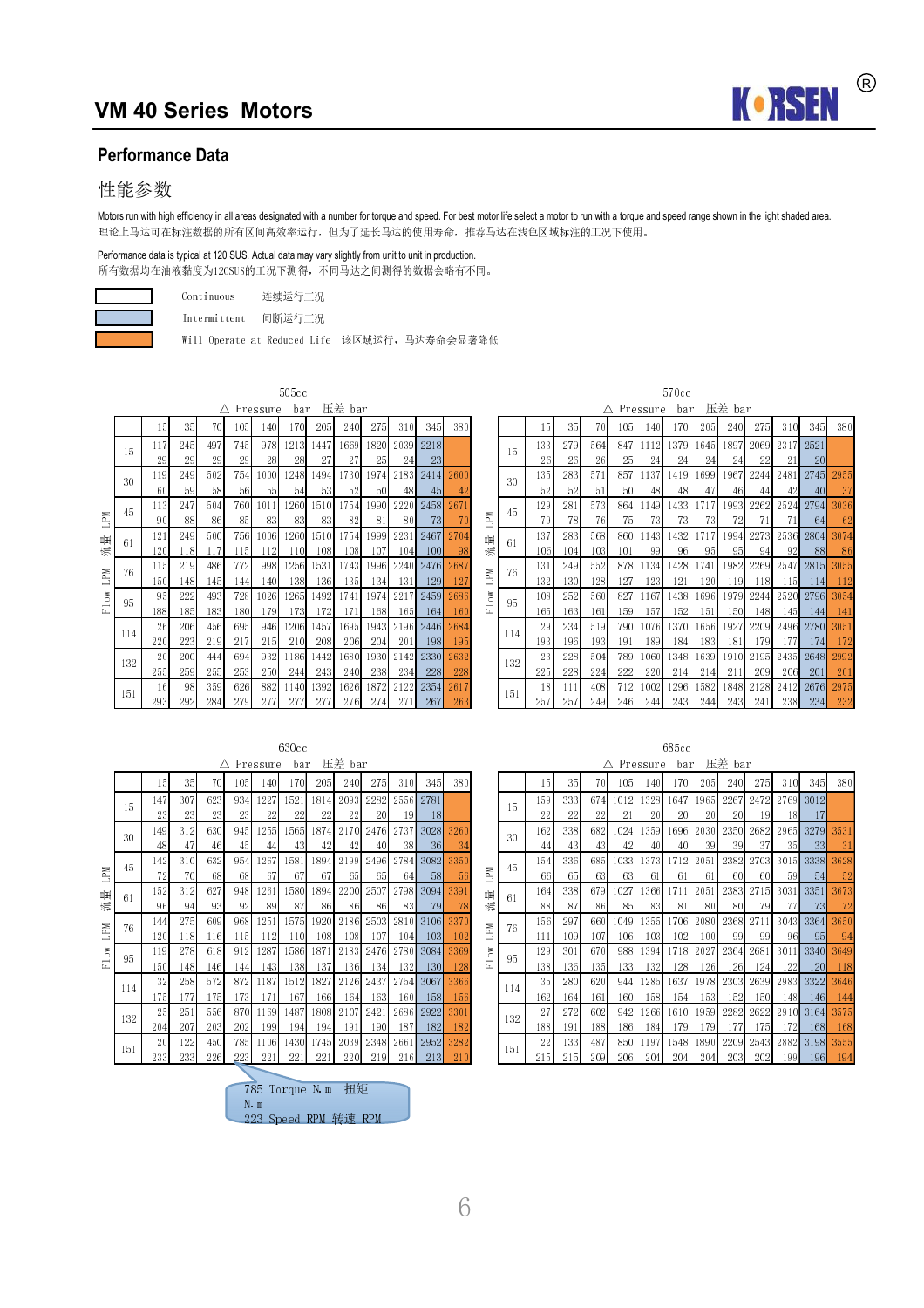# VM 40 Series Motors

## Performance Data

## 性能参数

Motors run with high efficiency in all areas designated with a number for torque and speed. For best motor life select a motor to run with a torque and speed range shown in the light shaded area.
理论上马达可在标注数据的所有区间高效率运行，但为了延长马达的使用寿命，推荐马达在浅色区域标注的工况下使用。

Performance data is typical at 120 SUS. Actual data may vary slightly from unit to unit in production.
所有数据均在油液黏度为120SUS的工况下测得，不同马达之间测得的数据会略有不同。

- Continuous 连续运行工况
- Intermittent 间断运行工况
- Will Operate at Reduced Life 该区域运行，马达寿命会显著降低

In each table cell, the upper value is Torque (N.m) and the lower value is Speed (RPM).

### 505cc

| Flow LPM 流量 LPM | △ Pressure bar 压差 bar: 15 | 35 | 70 | 105 | 140 | 170 | 205 | 240 | 275 | 310 | 345 | 380 |
|---|---|---|---|---|---|---|---|---|---|---|---|---|
| 15 | 117 / 29 | 245 / 29 | 497 / 29 | 745 / 29 | 978 / 28 | 1213 / 28 | 1447 / 27 | 1669 / 27 | 1820 / 25 | 2039 / 24 | 2218 / 23 | |
| 30 | 119 / 60 | 249 / 59 | 502 / 58 | 754 / 56 | 1000 / 55 | 1248 / 54 | 1494 / 53 | 1730 / 52 | 1974 / 50 | 2183 / 48 | 2414 / 45 | 2600 / 42 |
| 45 | 113 / 90 | 247 / 88 | 504 / 86 | 760 / 85 | 1011 / 83 | 1260 / 83 | 1510 / 83 | 1754 / 82 | 1990 / 81 | 2220 / 80 | 2458 / 73 | 2671 / 70 |
| 61 | 121 / 120 | 249 / 118 | 500 / 117 | 756 / 115 | 1006 / 112 | 1260 / 110 | 1510 / 108 | 1754 / 108 | 1999 / 107 | 2231 / 104 | 2467 / 100 | 2704 / 98 |
| 76 | 115 / 150 | 219 / 148 | 486 / 145 | 772 / 144 | 998 / 140 | 1256 / 138 | 1531 / 136 | 1743 / 135 | 1996 / 134 | 2240 / 131 | 2476 / 129 | 2687 / 127 |
| 95 | 95 / 188 | 222 / 185 | 493 / 183 | 728 / 180 | 1026 / 179 | 1265 / 173 | 1492 / 172 | 1741 / 171 | 1974 / 168 | 2217 / 165 | 2459 / 164 | 2686 / 160 |
| 114 | 26 / 220 | 206 / 223 | 456 / 219 | 695 / 217 | 946 / 215 | 1206 / 210 | 1457 / 208 | 1695 / 206 | 1943 / 204 | 2196 / 201 | 2446 / 198 | 2684 / 195 |
| 132 | 20 / 255 | 200 / 259 | 444 / 255 | 694 / 253 | 932 / 250 | 1186 / 244 | 1442 / 243 | 1680 / 240 | 1930 / 238 | 2142 / 234 | 2330 / 228 | 2632 / 228 |
| 151 | 16 / 293 | 98 / 292 | 359 / 284 | 626 / 279 | 882 / 277 | 1140 / 277 | 1392 / 277 | 1626 / 276 | 1872 / 274 | 2122 / 271 | 2354 / 267 | 2617 / 263 |

### 570cc

| Flow LPM 流量 LPM | △ Pressure bar 压差 bar: 15 | 35 | 70 | 105 | 140 | 170 | 205 | 240 | 275 | 310 | 345 | 380 |
|---|---|---|---|---|---|---|---|---|---|---|---|---|
| 15 | 133 / 26 | 279 / 26 | 564 / 26 | 847 / 25 | 1112 / 24 | 1379 / 24 | 1645 / 24 | 1897 / 24 | 2069 / 22 | 2317 / 21 | 2521 / 20 | |
| 30 | 135 / 52 | 283 / 52 | 571 / 51 | 857 / 50 | 1137 / 48 | 1419 / 48 | 1699 / 47 | 1967 / 46 | 2244 / 44 | 2481 / 42 | 2745 / 40 | 2955 / 37 |
| 45 | 129 / 79 | 281 / 78 | 573 / 76 | 864 / 75 | 1149 / 73 | 1433 / 73 | 1717 / 73 | 1993 / 72 | 2262 / 71 | 2524 / 71 | 2794 / 64 | 3036 / 62 |
| 61 | 137 / 106 | 283 / 104 | 568 / 103 | 860 / 101 | 1143 / 99 | 1432 / 96 | 1717 / 95 | 1994 / 95 | 2273 / 94 | 2536 / 92 | 2804 / 88 | 3074 / 86 |
| 76 | 131 / 132 | 249 / 130 | 552 / 128 | 878 / 127 | 1134 / 123 | 1428 / 121 | 1741 / 120 | 1982 / 119 | 2269 / 118 | 2547 / 115 | 2815 / 114 | 3055 / 112 |
| 95 | 108 / 165 | 252 / 163 | 560 / 161 | 827 / 159 | 1167 / 157 | 1438 / 152 | 1696 / 151 | 1979 / 150 | 2244 / 148 | 2520 / 145 | 2796 / 144 | 3054 / 141 |
| 114 | 29 / 193 | 234 / 196 | 519 / 193 | 790 / 191 | 1076 / 189 | 1370 / 184 | 1656 / 183 | 1927 / 181 | 2209 / 179 | 2496 / 177 | 2780 / 174 | 3051 / 172 |
| 132 | 23 / 225 | 228 / 228 | 504 / 224 | 789 / 222 | 1060 / 220 | 1348 / 214 | 1639 / 214 | 1910 / 211 | 2195 / 209 | 2435 / 206 | 2648 / 201 | 2992 / 201 |
| 151 | 18 / 257 | 111 / 257 | 408 / 249 | 712 / 246 | 1002 / 244 | 1296 / 243 | 1582 / 244 | 1848 / 243 | 2128 / 241 | 2412 / 238 | 2676 / 234 | 2975 / 232 |

### 630cc

| Flow LPM 流量 LPM | △ Pressure bar 压差 bar: 15 | 35 | 70 | 105 | 140 | 170 | 205 | 240 | 275 | 310 | 345 | 380 |
|---|---|---|---|---|---|---|---|---|---|---|---|---|
| 15 | 147 / 23 | 307 / 23 | 623 / 23 | 934 / 23 | 1227 / 22 | 1521 / 22 | 1814 / 22 | 2093 / 22 | 2282 / 20 | 2556 / 19 | 2781 / 18 | |
| 30 | 149 / 48 | 312 / 47 | 630 / 46 | 945 / 45 | 1255 / 44 | 1565 / 43 | 1874 / 42 | 2170 / 42 | 2476 / 40 | 2737 / 38 | 3028 / 36 | 3260 / 34 |
| 45 | 142 / 72 | 310 / 70 | 632 / 68 | 954 / 68 | 1267 / 67 | 1581 / 67 | 1894 / 67 | 2199 / 65 | 2496 / 65 | 2784 / 64 | 3082 / 58 | 3350 / 56 |
| 61 | 152 / 96 | 312 / 94 | 627 / 93 | 948 / 92 | 1261 / 89 | 1580 / 87 | 1894 / 86 | 2200 / 86 | 2507 / 86 | 2798 / 83 | 3094 / 79 | 3391 / 78 |
| 76 | 144 / 120 | 275 / 118 | 609 / 116 | 968 / 115 | 1251 / 112 | 1575 / 110 | 1920 / 108 | 2186 / 108 | 2503 / 107 | 2810 / 104 | 3106 / 103 | 3370 / 102 |
| 95 | 119 / 150 | 278 / 148 | 618 / 146 | 912 / 144 | 1287 / 143 | 1586 / 138 | 1871 / 137 | 2183 / 136 | 2476 / 134 | 2780 / 132 | 3084 / 130 | 3369 / 128 |
| 114 | 32 / 175 | 258 / 177 | 572 / 175 | 872 / 173 | 1187 / 171 | 1511 / 167 | 1827 / 166 | 2126 / 164 | 2437 / 163 | 2754 / 160 | 3067 / 158 | 3366 / 156 |
| 132 | 25 / 204 | 251 / 207 | 556 / 203 | 870 / 202 | 1169 / 199 | 1487 / 194 | 1808 / 194 | 2107 / 191 | 2421 / 190 | 2686 / 187 | 2922 / 182 | 3301 / 182 |
| 151 | 20 / 233 | 122 / 233 | 450 / 226 | 785 / 223 | 1106 / 221 | 1430 / 221 | 1745 / 221 | 2039 / 220 | 2348 / 219 | 2661 / 216 | 2952 / 213 | 3282 / 210 |

785 Torque N.m 扭矩 N.m
223 Speed RPM 转速 RPM

### 685cc

| Flow LPM 流量 LPM | △ Pressure bar 压差 bar: 15 | 35 | 70 | 105 | 140 | 170 | 205 | 240 | 275 | 310 | 345 | 380 |
|---|---|---|---|---|---|---|---|---|---|---|---|---|
| 15 | 159 / 22 | 333 / 22 | 674 / 22 | 1012 / 21 | 1328 / 20 | 1647 / 20 | 1965 / 20 | 2267 / 20 | 2472 / 19 | 2769 / 18 | 3012 / 17 | |
| 30 | 162 / 44 | 338 / 43 | 682 / 43 | 1024 / 42 | 1359 / 40 | 1696 / 40 | 2030 / 39 | 2350 / 39 | 2682 / 37 | 2965 / 35 | 3279 / 33 | 3531 / 31 |
| 45 | 154 / 66 | 336 / 65 | 685 / 63 | 1033 / 63 | 1373 / 61 | 1712 / 61 | 2051 / 61 | 2382 / 60 | 2703 / 60 | 3015 / 59 | 3338 / 54 | 3628 / 52 |
| 61 | 164 / 88 | 338 / 87 | 679 / 86 | 1027 / 85 | 1366 / 83 | 1711 / 81 | 2051 / 80 | 2383 / 80 | 2715 / 79 | 3031 / 77 | 3351 / 73 | 3673 / 72 |
| 76 | 156 / 111 | 297 / 109 | 660 / 107 | 1049 / 106 | 1355 / 103 | 1706 / 102 | 2080 / 100 | 2368 / 99 | 2711 / 99 | 3043 / 96 | 3364 / 95 | 3650 / 94 |
| 95 | 129 / 138 | 301 / 136 | 670 / 135 | 988 / 133 | 1394 / 132 | 1718 / 128 | 2027 / 126 | 2364 / 126 | 2681 / 124 | 3011 / 122 | 3340 / 120 | 3649 / 118 |
| 114 | 35 / 162 | 280 / 164 | 620 / 161 | 944 / 160 | 1285 / 158 | 1637 / 154 | 1978 / 153 | 2303 / 152 | 2639 / 150 | 2983 / 148 | 3322 / 146 | 3646 / 144 |
| 132 | 27 / 188 | 272 / 191 | 602 / 188 | 942 / 186 | 1266 / 184 | 1610 / 179 | 1959 / 179 | 2282 / 177 | 2622 / 175 | 2910 / 172 | 3164 / 168 | 3575 / 168 |
| 151 | 22 / 215 | 133 / 215 | 487 / 209 | 850 / 206 | 1197 / 204 | 1548 / 204 | 1890 / 204 | 2209 / 203 | 2543 / 202 | 2882 / 199 | 3198 / 196 | 3555 / 194 |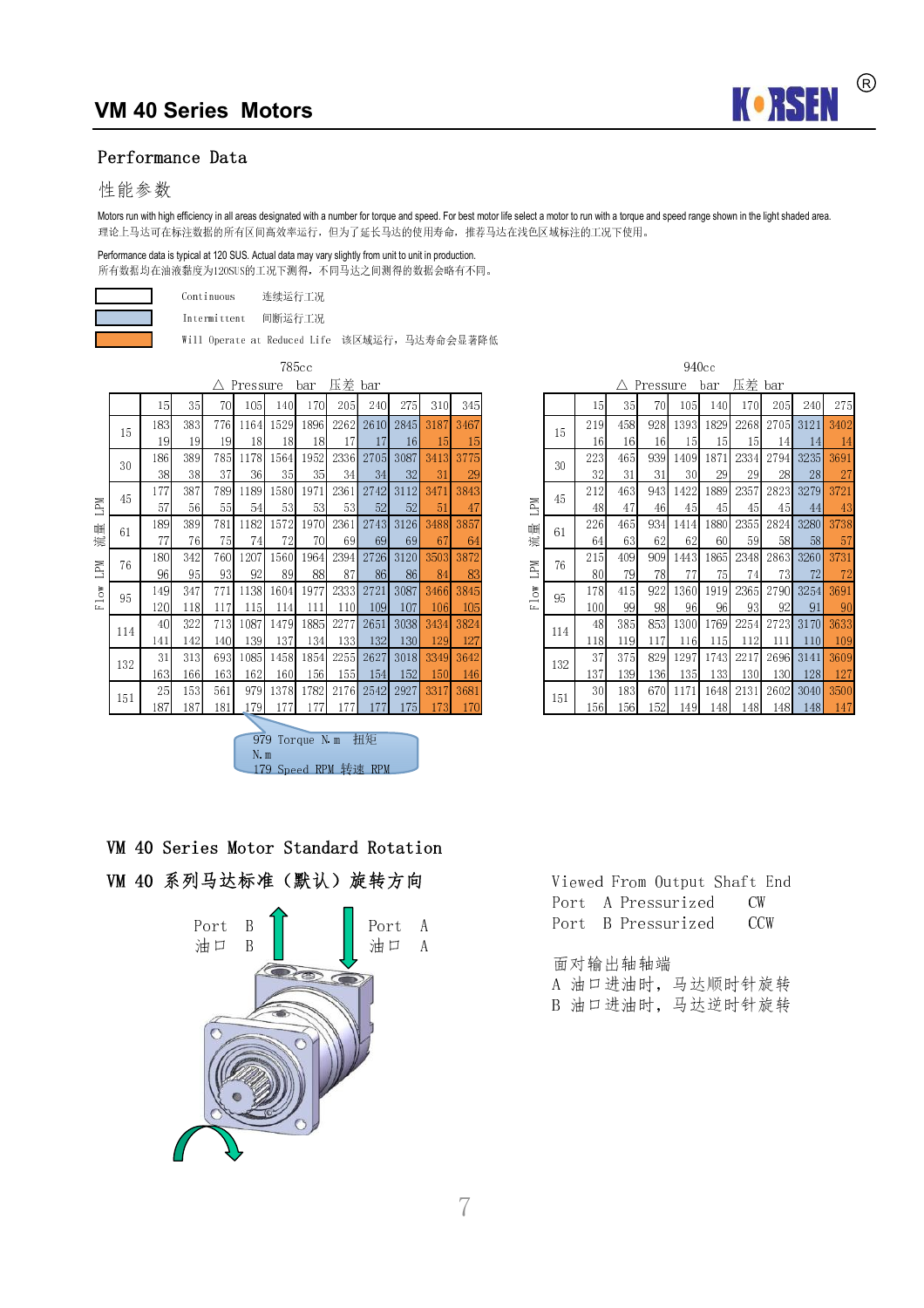## VM 40 Series Motors

### Performance Data

### 性能参数

Motors run with high efficiency in all areas designated with a number for torque and speed. For best motor life select a motor to run with a torque and speed range shown in the light shaded area.
理论上马达可在标注数据的所有区间高效率运行，但为了延长马达的使用寿命，推荐马达在浅色区域标注的工况下使用。

Performance data is typical at 120 SUS. Actual data may vary slightly from unit to unit in production.
所有数据均在油液黏度为120SUS的工况下测得，不同马达之间测得的数据会略有不同。

- Continuous 连续运行工况
- Intermittent 间断运行工况
- Will Operate at Reduced Life 该区域运行，马达寿命会显著降低

**785cc** — △ Pressure bar 压差 bar; Flow LPM 流量 LPM

| Flow LPM | | 15 | 35 | 70 | 105 | 140 | 170 | 205 | 240 | 275 | 310 | 345 |
|---|---|---|---|---|---|---|---|---|---|---|---|---|
| 15 | Torque | 183 | 383 | 776 | 1164 | 1529 | 1896 | 2262 | 2610 | 2845 | 3187 | 3467 |
| | Speed | 19 | 19 | 19 | 18 | 18 | 18 | 17 | 17 | 16 | 15 | 15 |
| 30 | Torque | 186 | 389 | 785 | 1178 | 1564 | 1952 | 2336 | 2705 | 3087 | 3413 | 3775 |
| | Speed | 38 | 38 | 37 | 36 | 35 | 35 | 34 | 34 | 32 | 31 | 29 |
| 45 | Torque | 177 | 387 | 789 | 1189 | 1580 | 1971 | 2361 | 2742 | 3112 | 3471 | 3843 |
| | Speed | 57 | 56 | 55 | 54 | 53 | 53 | 53 | 52 | 52 | 51 | 47 |
| 61 | Torque | 189 | 389 | 781 | 1182 | 1572 | 1970 | 2361 | 2743 | 3126 | 3488 | 3857 |
| | Speed | 77 | 76 | 75 | 74 | 72 | 70 | 69 | 69 | 69 | 67 | 64 |
| 76 | Torque | 180 | 342 | 760 | 1207 | 1560 | 1964 | 2394 | 2726 | 3120 | 3503 | 3872 |
| | Speed | 96 | 95 | 93 | 92 | 89 | 88 | 87 | 86 | 86 | 84 | 83 |
| 95 | Torque | 149 | 347 | 771 | 1138 | 1604 | 1977 | 2333 | 2721 | 3087 | 3466 | 3845 |
| | Speed | 120 | 118 | 117 | 115 | 114 | 111 | 110 | 109 | 107 | 106 | 105 |
| 114 | Torque | 40 | 322 | 713 | 1087 | 1479 | 1885 | 2277 | 2651 | 3038 | 3434 | 3824 |
| | Speed | 141 | 142 | 140 | 139 | 137 | 134 | 133 | 132 | 130 | 129 | 127 |
| 132 | Torque | 31 | 313 | 693 | 1085 | 1458 | 1854 | 2255 | 2627 | 3018 | 3349 | 3642 |
| | Speed | 163 | 166 | 163 | 162 | 160 | 156 | 155 | 154 | 152 | 150 | 146 |
| 151 | Torque | 25 | 153 | 561 | 979 | 1378 | 1782 | 2176 | 2542 | 2927 | 3317 | 3681 |
| | Speed | 187 | 187 | 181 | 179 | 177 | 177 | 177 | 177 | 175 | 173 | 170 |

979 Torque N.m 扭矩 N.m
179 Speed RPM 转速 RPM

**940cc** — △ Pressure bar 压差 bar; Flow LPM 流量 LPM

| Flow LPM | | 15 | 35 | 70 | 105 | 140 | 170 | 205 | 240 | 275 |
|---|---|---|---|---|---|---|---|---|---|---|
| 15 | Torque | 219 | 458 | 928 | 1393 | 1829 | 2268 | 2705 | 3121 | 3402 |
| | Speed | 16 | 16 | 16 | 15 | 15 | 15 | 14 | 14 | 14 |
| 30 | Torque | 223 | 465 | 939 | 1409 | 1871 | 2334 | 2794 | 3235 | 3691 |
| | Speed | 32 | 31 | 31 | 30 | 29 | 29 | 28 | 28 | 27 |
| 45 | Torque | 212 | 463 | 943 | 1422 | 1889 | 2357 | 2823 | 3279 | 3721 |
| | Speed | 48 | 47 | 46 | 45 | 45 | 45 | 45 | 44 | 43 |
| 61 | Torque | 226 | 465 | 934 | 1414 | 1880 | 2355 | 2824 | 3280 | 3738 |
| | Speed | 64 | 63 | 62 | 62 | 60 | 59 | 58 | 58 | 57 |
| 76 | Torque | 215 | 409 | 909 | 1443 | 1865 | 2348 | 2863 | 3260 | 3731 |
| | Speed | 80 | 79 | 78 | 77 | 75 | 74 | 73 | 72 | 72 |
| 95 | Torque | 178 | 415 | 922 | 1360 | 1919 | 2365 | 2790 | 3254 | 3691 |
| | Speed | 100 | 99 | 98 | 96 | 96 | 93 | 92 | 91 | 90 |
| 114 | Torque | 48 | 385 | 853 | 1300 | 1769 | 2254 | 2723 | 3170 | 3633 |
| | Speed | 118 | 119 | 117 | 116 | 115 | 112 | 111 | 110 | 109 |
| 132 | Torque | 37 | 375 | 829 | 1297 | 1743 | 2217 | 2696 | 3141 | 3609 |
| | Speed | 137 | 139 | 136 | 135 | 133 | 130 | 130 | 128 | 127 |
| 151 | Torque | 30 | 183 | 670 | 1171 | 1648 | 2131 | 2602 | 3040 | 3500 |
| | Speed | 156 | 156 | 152 | 149 | 148 | 148 | 148 | 148 | 147 |

### VM 40 Series Motor Standard Rotation

### VM 40 系列马达标准（默认）旋转方向

Port B 油口 B
Port A 油口 A

Viewed From Output Shaft End
Port A Pressurized CW
Port B Pressurized CCW

面对输出轴轴端
A 油口进油时，马达顺时针旋转
B 油口进油时，马达逆时针旋转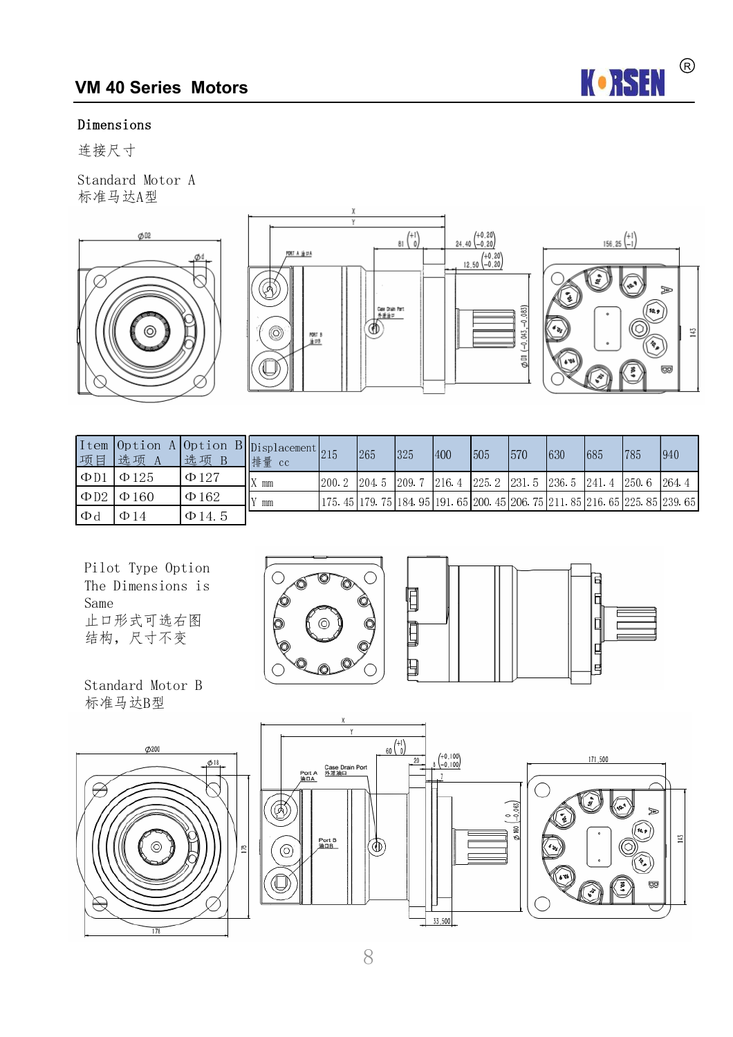## VM 40 Series Motors

Dimensions

连接尺寸

Standard Motor A

标准马达A型

| Item 项目 | Option A 选项 A | Option B 选项 B |
|---|---|---|
| ΦD1 | Φ125 | Φ127 |
| ΦD2 | Φ160 | Φ162 |
| Φd | Φ14 | Φ14.5 |

| Displacement 排量 cc | 215 | 265 | 325 | 400 | 505 | 570 | 630 | 685 | 785 | 940 |
|---|---|---|---|---|---|---|---|---|---|---|
| X mm | 200.2 | 204.5 | 209.7 | 216.4 | 225.2 | 231.5 | 236.5 | 241.4 | 250.6 | 264.4 |
| Y mm | 175.45 | 179.75 | 184.95 | 191.65 | 200.45 | 206.75 | 211.85 | 216.65 | 225.85 | 239.65 |

Pilot Type Option
The Dimensions is Same

止口形式可选右图结构，尺寸不变

Standard Motor B

标准马达B型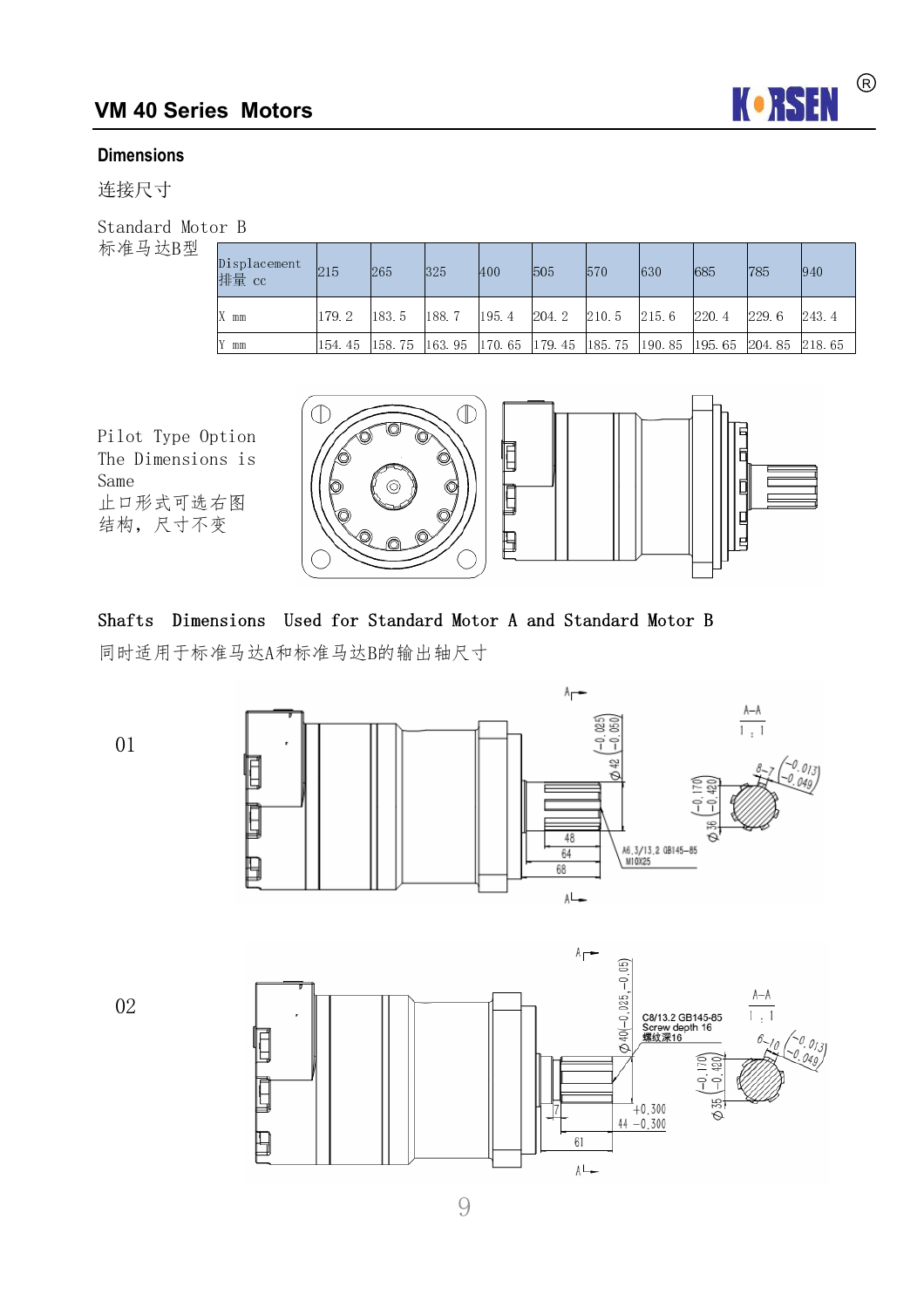## VM 40 Series Motors

### Dimensions

连接尺寸

Standard Motor B
标准马达B型

| Displacement 排量 cc | 215 | 265 | 325 | 400 | 505 | 570 | 630 | 685 | 785 | 940 |
|---|---|---|---|---|---|---|---|---|---|---|
| X mm | 179.2 | 183.5 | 188.7 | 195.4 | 204.2 | 210.5 | 215.6 | 220.4 | 229.6 | 243.4 |
| Y mm | 154.45 | 158.75 | 163.95 | 170.65 | 179.45 | 185.75 | 190.85 | 195.65 | 204.85 | 218.65 |

Pilot Type Option The Dimensions is Same
止口形式可选右图结构，尺寸不变

Shafts Dimensions Used for Standard Motor A and Standard Motor B
同时适用于标准马达A和标准马达B的输出轴尺寸

01

A-A 1:1

Ø42 (−0.025 −0.050)

Ø36 (−0.170 −0.420)

8-7 (−0.013 −0.049)

48 64 68

A6.3/13.2 GB145-85 M10X25

02

A-A 1:1

Ø40(−0.025,−0.05)

C8/13.2 GB145-85 Screw depth 16 螺纹深16

6-10 (−0.013 −0.049)

Ø35 (−0.170 −0.420)

7 61 44 +0.300 −0.300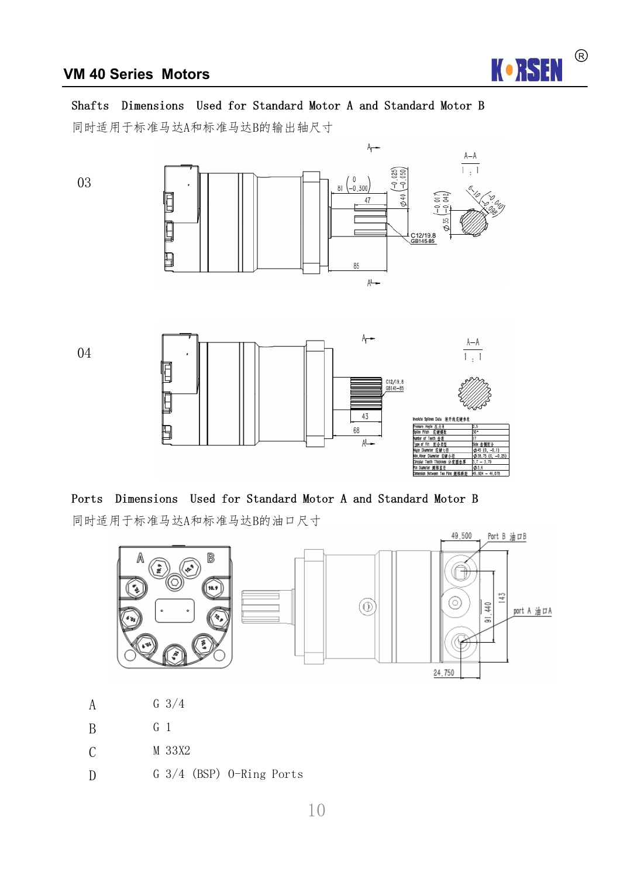## VM 40 Series Motors

Shafts Dimensions Used for Standard Motor A and Standard Motor B

同时适用于标准马达A和标准马达B的输出轴尺寸

03

04

| Involute Splines Data 渐开线花键参数 | |
|---|---|
| Pressure Angle 压力角 | 6.5 |
| Spline Pitch 花键模数 | 30° |
| Number of Teeth 齿数 | 17 |
| Type of Fit 配合类型 | Side 齿侧配合 |
| Major Diameter 花键大径 | Φ45 (0, -0.1) |
| Min.Minor Diameter 花键小径 | Φ38.75 (0, -0.25) |
| Circular Teeth Thickness 分度圆齿厚 | 3.7 ~ 3.79 |
| Pin Diameter 测棒直径 | Φ3.6 |
| Dimension Between Two Pins 测棒跨距 | 45.924 ~ 46.078 |

Ports Dimensions Used for Standard Motor A and Standard Motor B

同时适用于标准马达A和标准马达B的油口尺寸

| | |
|---|---|
| A | G 3/4 |
| B | G 1 |
| C | M 33X2 |
| D | G 3/4 (BSP) O-Ring Ports |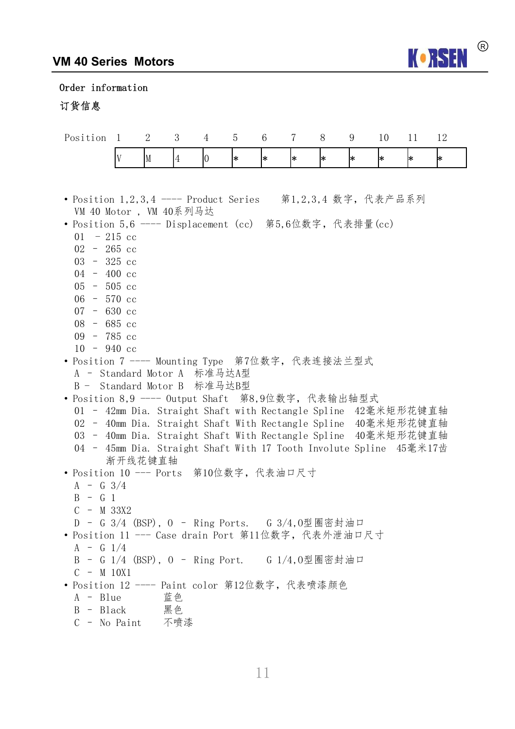# VM 40 Series Motors

Order information

订货信息

| Position | 1 | 2 | 3 | 4 | 5 | 6 | 7 | 8 | 9 | 10 | 11 | 12 |
|---|---|---|---|---|---|---|---|---|---|---|---|---|
| | V | M | 4 | 0 | * | * | * | * | * | * | * | * |

- Position 1,2,3,4 ---- Product Series　第1,2,3,4 数字，代表产品系列
  VM 40 Motor , VM 40系列马达
- Position 5,6 ---- Displacement (cc)　第5,6位数字，代表排量(cc)
  01 - 215 cc
  02 - 265 cc
  03 - 325 cc
  04 - 400 cc
  05 - 505 cc
  06 - 570 cc
  07 - 630 cc
  08 - 685 cc
  09 - 785 cc
  10 - 940 cc
- Position 7 ---- Mounting Type　第7位数字，代表连接法兰型式
  A - Standard Motor A　标准马达A型
  B - Standard Motor B　标准马达B型
- Position 8,9 ---- Output Shaft　第8,9位数字，代表输出轴型式
  01 - 42mm Dia. Straight Shaft with Rectangle Spline　42毫米矩形花键直轴
  02 - 40mm Dia. Straight Shaft With Rectangle Spline　40毫米矩形花键直轴
  03 - 40mm Dia. Straight Shaft With Rectangle Spline　40毫米矩形花键直轴
  04 - 45mm Dia. Straight Shaft With 17 Tooth Involute Spline　45毫米17齿渐开线花键直轴
- Position 10 --- Ports　第10位数字，代表油口尺寸
  A - G 3/4
  B - G 1
  C - M 33X2
  D - G 3/4 (BSP), O - Ring Ports.　G 3/4,O型圈密封油口
- Position 11 --- Case drain Port　第11位数字，代表外泄油口尺寸
  A - G 1/4
  B - G 1/4 (BSP), O - Ring Port.　G 1/4,O型圈密封油口
  C - M 10X1
- Position 12 ---- Paint color　第12位数字，代表喷漆颜色
  A - Blue　蓝色
  B - Black　黑色
  C - No Paint　不喷漆